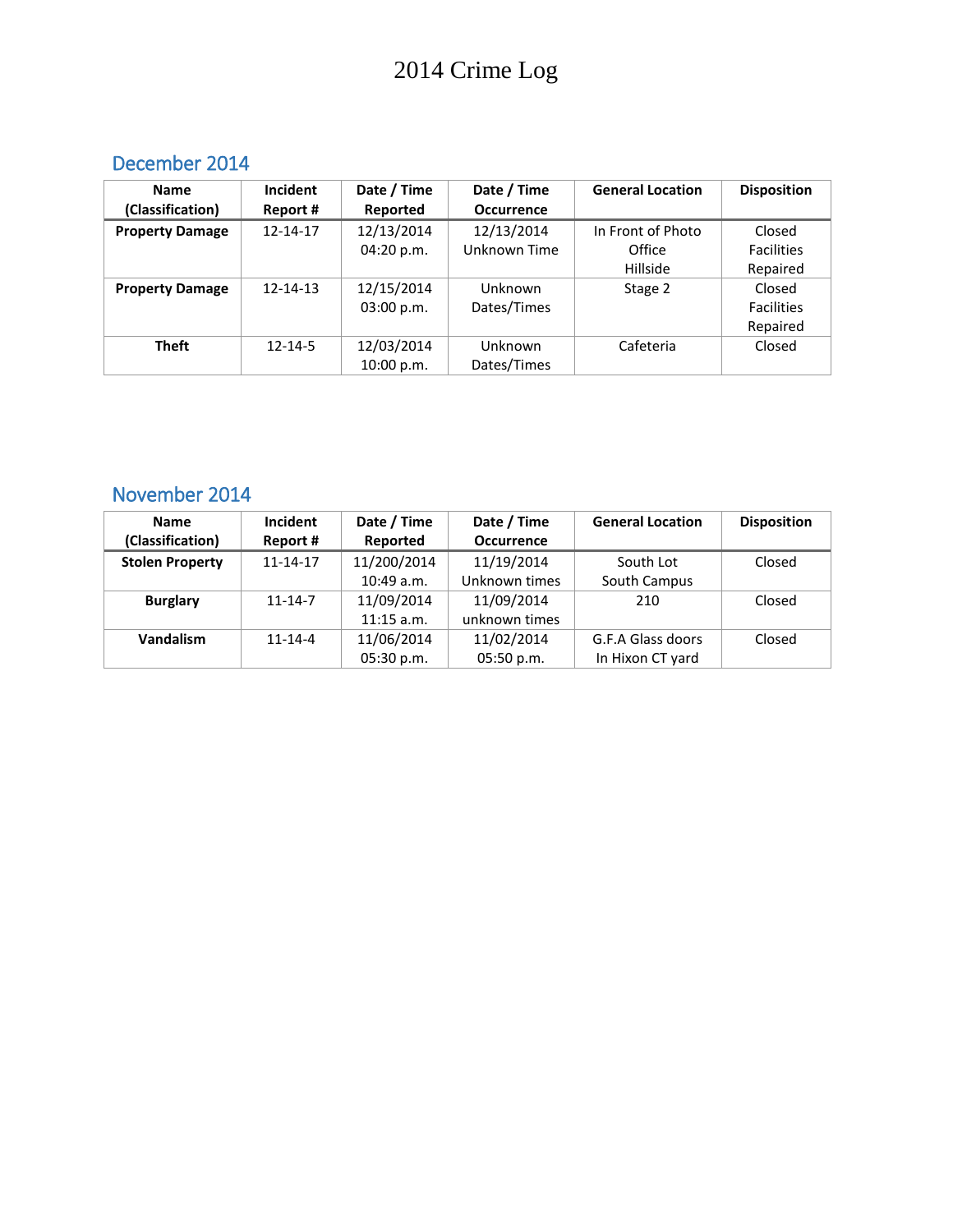# 2014 Crime Log

## December 2014

| Name (Classification) | Incident Report # | Date / Time Reported | Date / Time Occurrence | General Location | Disposition |
|---|---|---|---|---|---|
| **Property Damage** | 12-14-17 | 12/13/2014 04:20 p.m. | 12/13/2014 Unknown Time | In Front of Photo Office Hillside | Closed Facilities Repaired |
| **Property Damage** | 12-14-13 | 12/15/2014 03:00 p.m. | Unknown Dates/Times | Stage 2 | Closed Facilities Repaired |
| **Theft** | 12-14-5 | 12/03/2014 10:00 p.m. | Unknown Dates/Times | Cafeteria | Closed |

## November 2014

| Name (Classification) | Incident Report # | Date / Time Reported | Date / Time Occurrence | General Location | Disposition |
|---|---|---|---|---|---|
| **Stolen Property** | 11-14-17 | 11/200/2014 10:49 a.m. | 11/19/2014 Unknown times | South Lot South Campus | Closed |
| **Burglary** | 11-14-7 | 11/09/2014 11:15 a.m. | 11/09/2014 unknown times | 210 | Closed |
| **Vandalism** | 11-14-4 | 11/06/2014 05:30 p.m. | 11/02/2014 05:50 p.m. | G.F.A Glass doors In Hixon CT yard | Closed |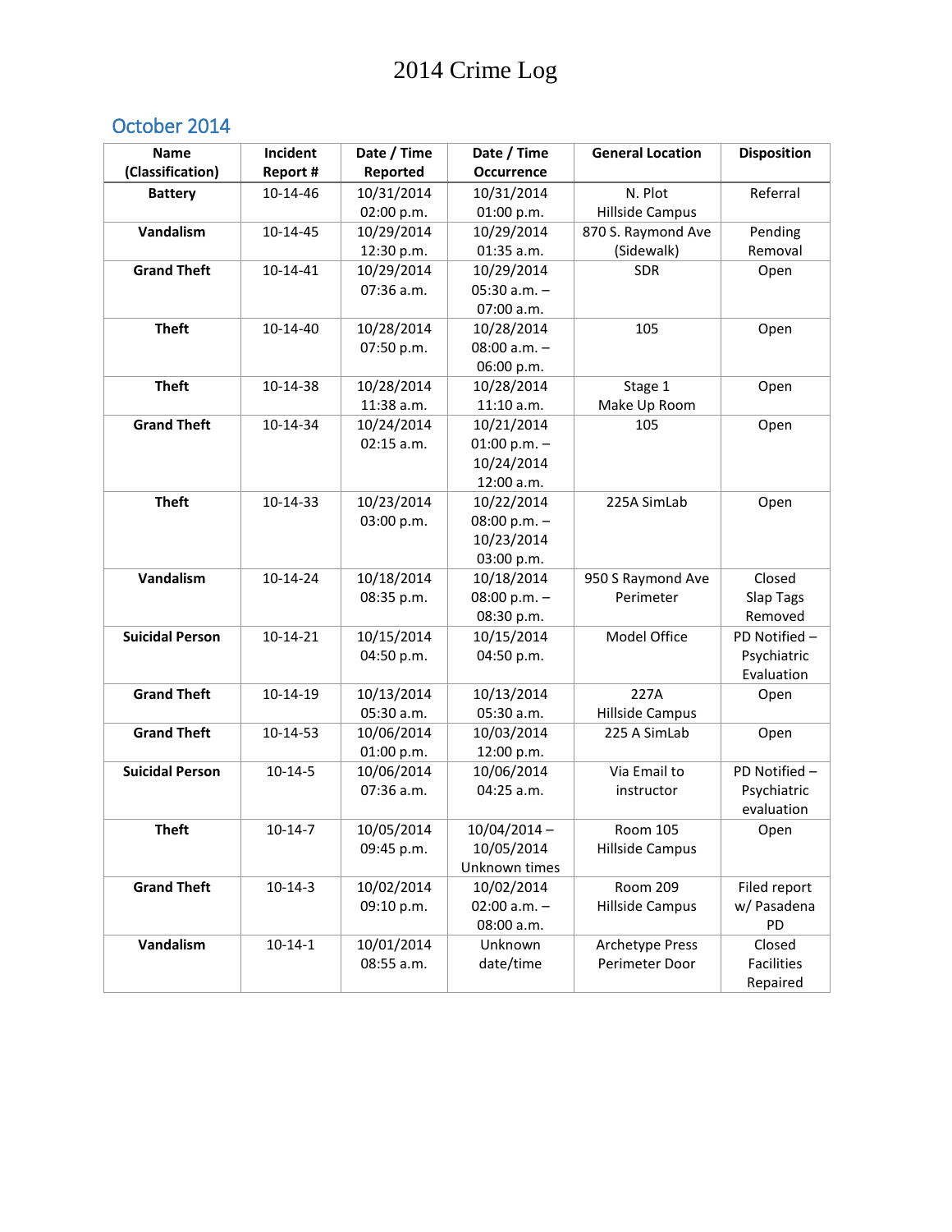# 2014 Crime Log

## October 2014

| Name (Classification) | Incident Report # | Date / Time Reported | Date / Time Occurrence | General Location | Disposition |
|---|---|---|---|---|---|
| **Battery** | 10-14-46 | 10/31/2014 02:00 p.m. | 10/31/2014 01:00 p.m. | N. Plot Hillside Campus | Referral |
| **Vandalism** | 10-14-45 | 10/29/2014 12:30 p.m. | 10/29/2014 01:35 a.m. | 870 S. Raymond Ave (Sidewalk) | Pending Removal |
| **Grand Theft** | 10-14-41 | 10/29/2014 07:36 a.m. | 10/29/2014 05:30 a.m. – 07:00 a.m. | SDR | Open |
| **Theft** | 10-14-40 | 10/28/2014 07:50 p.m. | 10/28/2014 08:00 a.m. – 06:00 p.m. | 105 | Open |
| **Theft** | 10-14-38 | 10/28/2014 11:38 a.m. | 10/28/2014 11:10 a.m. | Stage 1 Make Up Room | Open |
| **Grand Theft** | 10-14-34 | 10/24/2014 02:15 a.m. | 10/21/2014 01:00 p.m. – 10/24/2014 12:00 a.m. | 105 | Open |
| **Theft** | 10-14-33 | 10/23/2014 03:00 p.m. | 10/22/2014 08:00 p.m. – 10/23/2014 03:00 p.m. | 225A SimLab | Open |
| **Vandalism** | 10-14-24 | 10/18/2014 08:35 p.m. | 10/18/2014 08:00 p.m. – 08:30 p.m. | 950 S Raymond Ave Perimeter | Closed Slap Tags Removed |
| **Suicidal Person** | 10-14-21 | 10/15/2014 04:50 p.m. | 10/15/2014 04:50 p.m. | Model Office | PD Notified – Psychiatric Evaluation |
| **Grand Theft** | 10-14-19 | 10/13/2014 05:30 a.m. | 10/13/2014 05:30 a.m. | 227A Hillside Campus | Open |
| **Grand Theft** | 10-14-53 | 10/06/2014 01:00 p.m. | 10/03/2014 12:00 p.m. | 225 A SimLab | Open |
| **Suicidal Person** | 10-14-5 | 10/06/2014 07:36 a.m. | 10/06/2014 04:25 a.m. | Via Email to instructor | PD Notified – Psychiatric evaluation |
| **Theft** | 10-14-7 | 10/05/2014 09:45 p.m. | 10/04/2014 – 10/05/2014 Unknown times | Room 105 Hillside Campus | Open |
| **Grand Theft** | 10-14-3 | 10/02/2014 09:10 p.m. | 10/02/2014 02:00 a.m. – 08:00 a.m. | Room 209 Hillside Campus | Filed report w/ Pasadena PD |
| **Vandalism** | 10-14-1 | 10/01/2014 08:55 a.m. | Unknown date/time | Archetype Press Perimeter Door | Closed Facilities Repaired |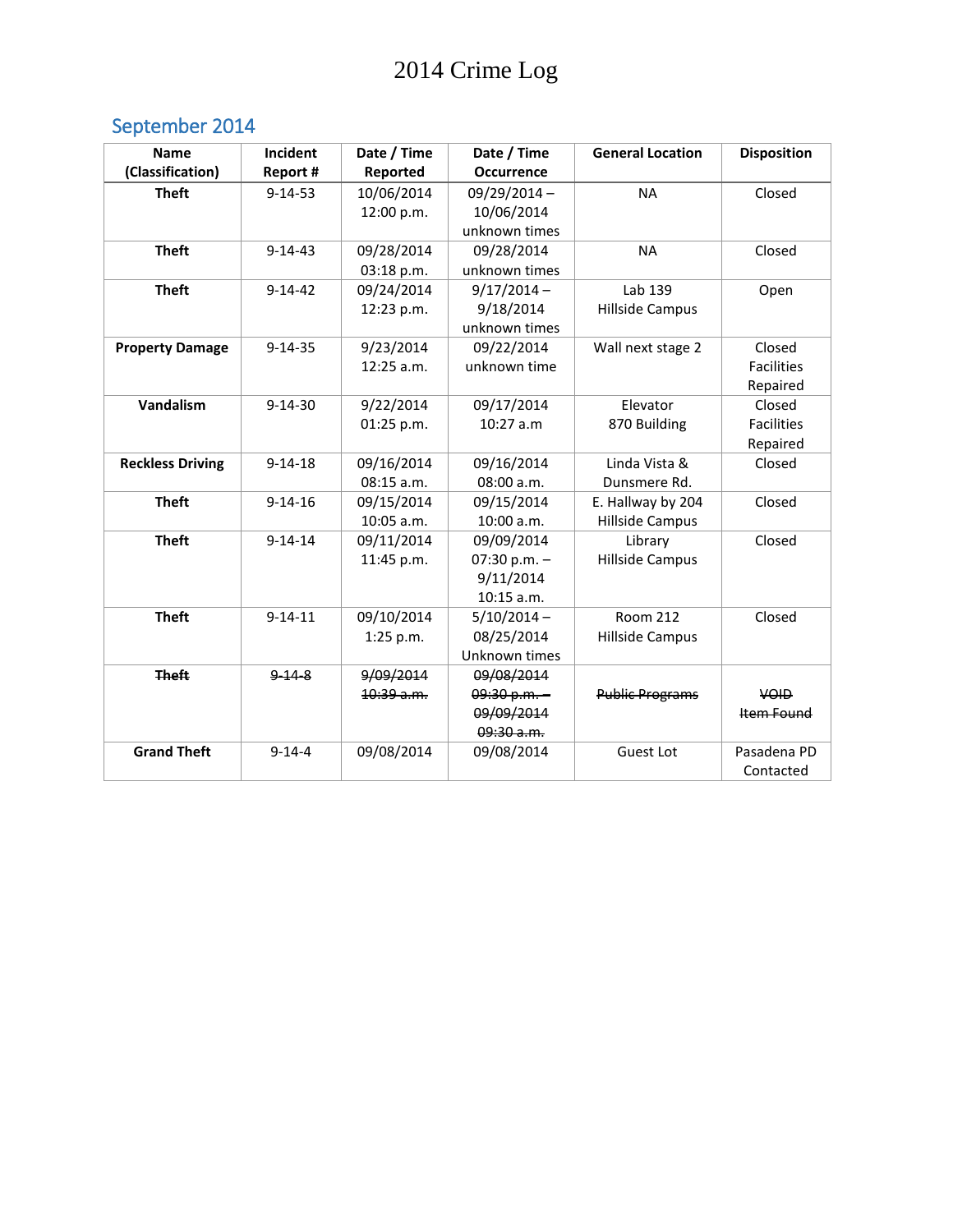# 2014 Crime Log

## September 2014

| Name (Classification) | Incident Report # | Date / Time Reported | Date / Time Occurrence | General Location | Disposition |
|---|---|---|---|---|---|
| **Theft** | 9-14-53 | 10/06/2014 12:00 p.m. | 09/29/2014 – 10/06/2014 unknown times | NA | Closed |
| **Theft** | 9-14-43 | 09/28/2014 03:18 p.m. | 09/28/2014 unknown times | NA | Closed |
| **Theft** | 9-14-42 | 09/24/2014 12:23 p.m. | 9/17/2014 – 9/18/2014 unknown times | Lab 139 Hillside Campus | Open |
| **Property Damage** | 9-14-35 | 9/23/2014 12:25 a.m. | 09/22/2014 unknown time | Wall next stage 2 | Closed Facilities Repaired |
| **Vandalism** | 9-14-30 | 9/22/2014 01:25 p.m. | 09/17/2014 10:27 a.m | Elevator 870 Building | Closed Facilities Repaired |
| **Reckless Driving** | 9-14-18 | 09/16/2014 08:15 a.m. | 09/16/2014 08:00 a.m. | Linda Vista & Dunsmere Rd. | Closed |
| **Theft** | 9-14-16 | 09/15/2014 10:05 a.m. | 09/15/2014 10:00 a.m. | E. Hallway by 204 Hillside Campus | Closed |
| **Theft** | 9-14-14 | 09/11/2014 11:45 p.m. | 09/09/2014 07:30 p.m. – 9/11/2014 10:15 a.m. | Library Hillside Campus | Closed |
| **Theft** | 9-14-11 | 09/10/2014 1:25 p.m. | 5/10/2014 – 08/25/2014 Unknown times | Room 212 Hillside Campus | Closed |
| ~~**Theft**~~ | ~~9-14-8~~ | ~~9/09/2014 10:39 a.m.~~ | ~~09/08/2014 09:30 p.m. – 09/09/2014 09:30 a.m.~~ | ~~Public Programs~~ | ~~VOID Item Found~~ |
| **Grand Theft** | 9-14-4 | 09/08/2014 | 09/08/2014 | Guest Lot | Pasadena PD Contacted |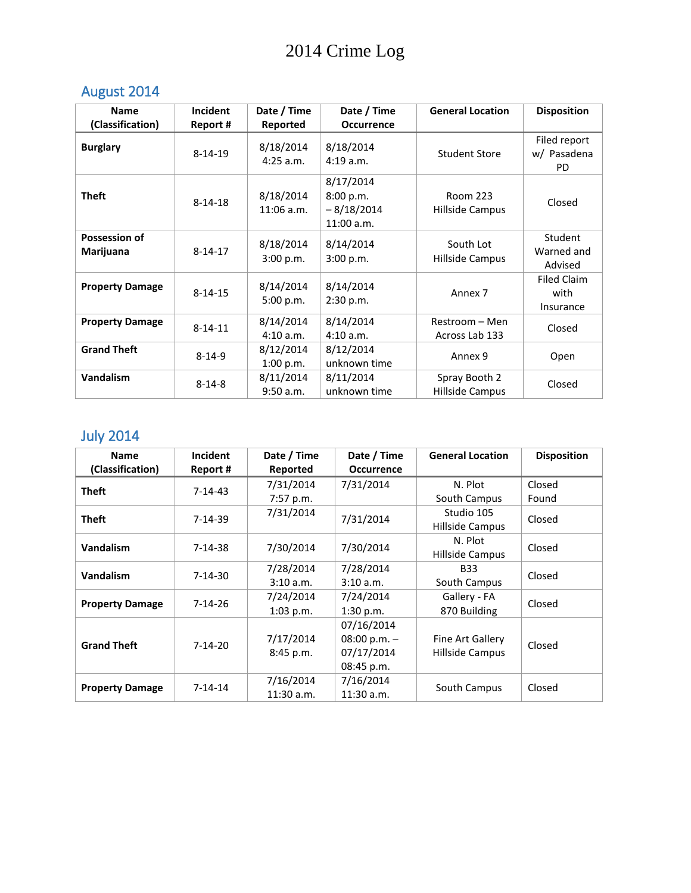# 2014 Crime Log

## August 2014

| Name (Classification) | Incident Report # | Date / Time Reported | Date / Time Occurrence | General Location | Disposition |
|---|---|---|---|---|---|
| **Burglary** | 8-14-19 | 8/18/2014 4:25 a.m. | 8/18/2014 4:19 a.m. | Student Store | Filed report w/ Pasadena PD |
| **Theft** | 8-14-18 | 8/18/2014 11:06 a.m. | 8/17/2014 8:00 p.m. – 8/18/2014 11:00 a.m. | Room 223 Hillside Campus | Closed |
| **Possession of Marijuana** | 8-14-17 | 8/18/2014 3:00 p.m. | 8/14/2014 3:00 p.m. | South Lot Hillside Campus | Student Warned and Advised |
| **Property Damage** | 8-14-15 | 8/14/2014 5:00 p.m. | 8/14/2014 2:30 p.m. | Annex 7 | Filed Claim with Insurance |
| **Property Damage** | 8-14-11 | 8/14/2014 4:10 a.m. | 8/14/2014 4:10 a.m. | Restroom – Men Across Lab 133 | Closed |
| **Grand Theft** | 8-14-9 | 8/12/2014 1:00 p.m. | 8/12/2014 unknown time | Annex 9 | Open |
| **Vandalism** | 8-14-8 | 8/11/2014 9:50 a.m. | 8/11/2014 unknown time | Spray Booth 2 Hillside Campus | Closed |

## July 2014

| Name (Classification) | Incident Report # | Date / Time Reported | Date / Time Occurrence | General Location | Disposition |
|---|---|---|---|---|---|
| **Theft** | 7-14-43 | 7/31/2014 7:57 p.m. | 7/31/2014 | N. Plot South Campus | Closed Found |
| **Theft** | 7-14-39 | 7/31/2014 | 7/31/2014 | Studio 105 Hillside Campus | Closed |
| **Vandalism** | 7-14-38 | 7/30/2014 | 7/30/2014 | N. Plot Hillside Campus | Closed |
| **Vandalism** | 7-14-30 | 7/28/2014 3:10 a.m. | 7/28/2014 3:10 a.m. | B33 South Campus | Closed |
| **Property Damage** | 7-14-26 | 7/24/2014 1:03 p.m. | 7/24/2014 1:30 p.m. | Gallery - FA 870 Building | Closed |
| **Grand Theft** | 7-14-20 | 7/17/2014 8:45 p.m. | 07/16/2014 08:00 p.m. – 07/17/2014 08:45 p.m. | Fine Art Gallery Hillside Campus | Closed |
| **Property Damage** | 7-14-14 | 7/16/2014 11:30 a.m. | 7/16/2014 11:30 a.m. | South Campus | Closed |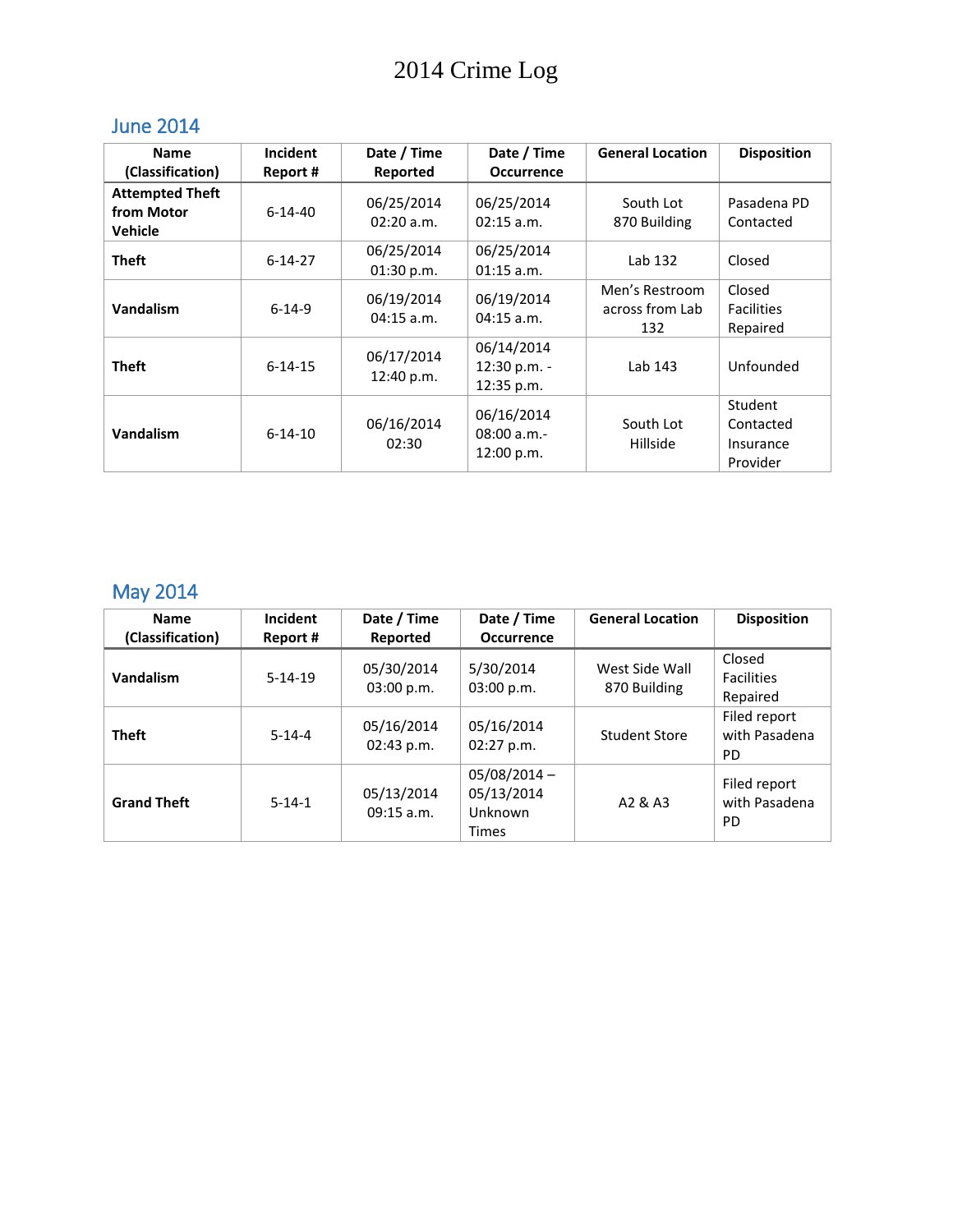# 2014 Crime Log

## June 2014

| Name (Classification) | Incident Report # | Date / Time Reported | Date / Time Occurrence | General Location | Disposition |
|---|---|---|---|---|---|
| **Attempted Theft from Motor Vehicle** | 6-14-40 | 06/25/2014 02:20 a.m. | 06/25/2014 02:15 a.m. | South Lot 870 Building | Pasadena PD Contacted |
| **Theft** | 6-14-27 | 06/25/2014 01:30 p.m. | 06/25/2014 01:15 a.m. | Lab 132 | Closed |
| **Vandalism** | 6-14-9 | 06/19/2014 04:15 a.m. | 06/19/2014 04:15 a.m. | Men's Restroom across from Lab 132 | Closed Facilities Repaired |
| **Theft** | 6-14-15 | 06/17/2014 12:40 p.m. | 06/14/2014 12:30 p.m. - 12:35 p.m. | Lab 143 | Unfounded |
| **Vandalism** | 6-14-10 | 06/16/2014 02:30 | 06/16/2014 08:00 a.m.- 12:00 p.m. | South Lot Hillside | Student Contacted Insurance Provider |

## May 2014

| Name (Classification) | Incident Report # | Date / Time Reported | Date / Time Occurrence | General Location | Disposition |
|---|---|---|---|---|---|
| **Vandalism** | 5-14-19 | 05/30/2014 03:00 p.m. | 5/30/2014 03:00 p.m. | West Side Wall 870 Building | Closed Facilities Repaired |
| **Theft** | 5-14-4 | 05/16/2014 02:43 p.m. | 05/16/2014 02:27 p.m. | Student Store | Filed report with Pasadena PD |
| **Grand Theft** | 5-14-1 | 05/13/2014 09:15 a.m. | 05/08/2014 – 05/13/2014 Unknown Times | A2 & A3 | Filed report with Pasadena PD |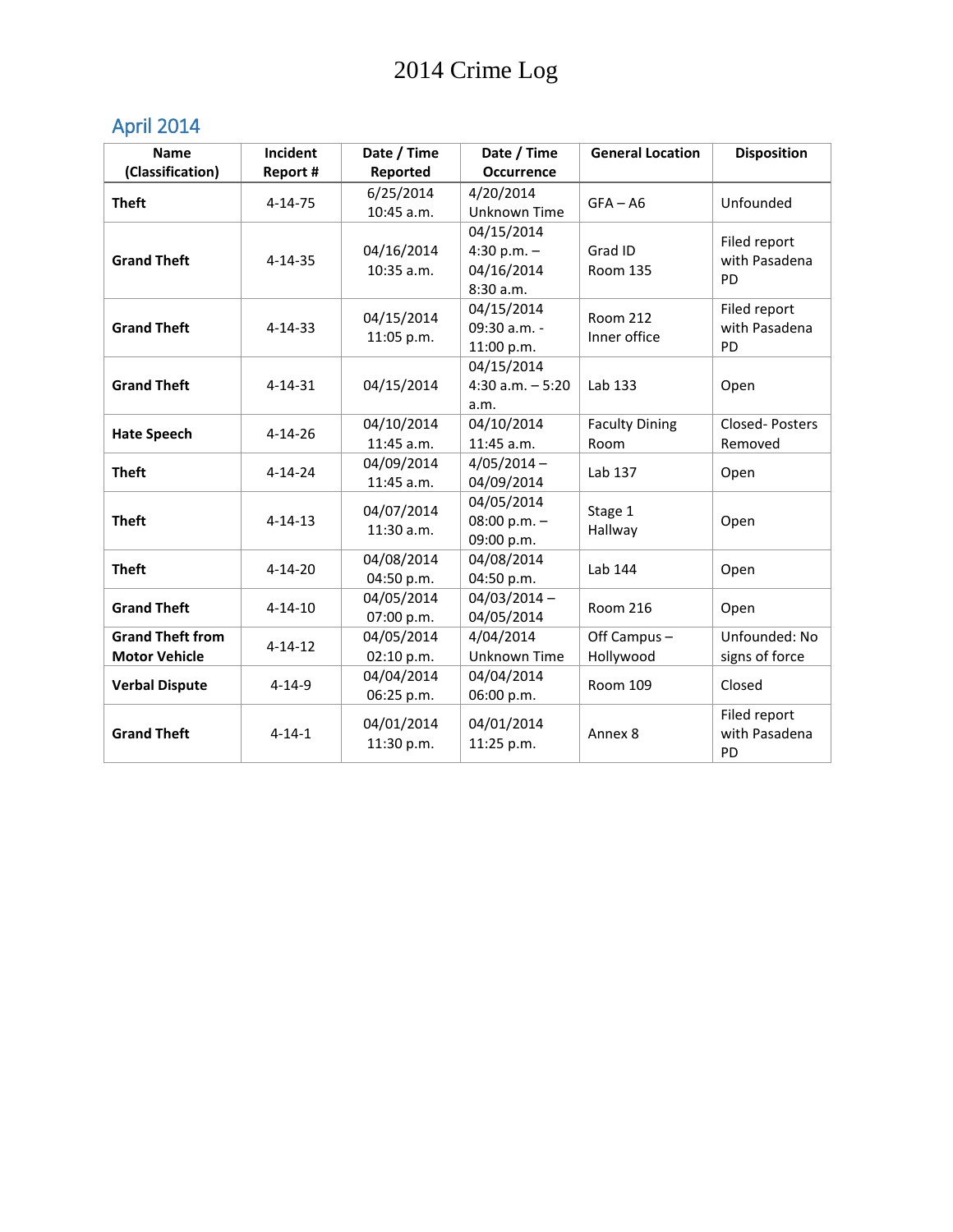# 2014 Crime Log

## April 2014

| Name (Classification) | Incident Report # | Date / Time Reported | Date / Time Occurrence | General Location | Disposition |
|---|---|---|---|---|---|
| **Theft** | 4-14-75 | 6/25/2014 10:45 a.m. | 4/20/2014 Unknown Time | GFA – A6 | Unfounded |
| **Grand Theft** | 4-14-35 | 04/16/2014 10:35 a.m. | 04/15/2014 4:30 p.m. – 04/16/2014 8:30 a.m. | Grad ID Room 135 | Filed report with Pasadena PD |
| **Grand Theft** | 4-14-33 | 04/15/2014 11:05 p.m. | 04/15/2014 09:30 a.m. - 11:00 p.m. | Room 212 Inner office | Filed report with Pasadena PD |
| **Grand Theft** | 4-14-31 | 04/15/2014 | 04/15/2014 4:30 a.m. – 5:20 a.m. | Lab 133 | Open |
| **Hate Speech** | 4-14-26 | 04/10/2014 11:45 a.m. | 04/10/2014 11:45 a.m. | Faculty Dining Room | Closed- Posters Removed |
| **Theft** | 4-14-24 | 04/09/2014 11:45 a.m. | 4/05/2014 – 04/09/2014 | Lab 137 | Open |
| **Theft** | 4-14-13 | 04/07/2014 11:30 a.m. | 04/05/2014 08:00 p.m. – 09:00 p.m. | Stage 1 Hallway | Open |
| **Theft** | 4-14-20 | 04/08/2014 04:50 p.m. | 04/08/2014 04:50 p.m. | Lab 144 | Open |
| **Grand Theft** | 4-14-10 | 04/05/2014 07:00 p.m. | 04/03/2014 – 04/05/2014 | Room 216 | Open |
| **Grand Theft from Motor Vehicle** | 4-14-12 | 04/05/2014 02:10 p.m. | 4/04/2014 Unknown Time | Off Campus – Hollywood | Unfounded: No signs of force |
| **Verbal Dispute** | 4-14-9 | 04/04/2014 06:25 p.m. | 04/04/2014 06:00 p.m. | Room 109 | Closed |
| **Grand Theft** | 4-14-1 | 04/01/2014 11:30 p.m. | 04/01/2014 11:25 p.m. | Annex 8 | Filed report with Pasadena PD |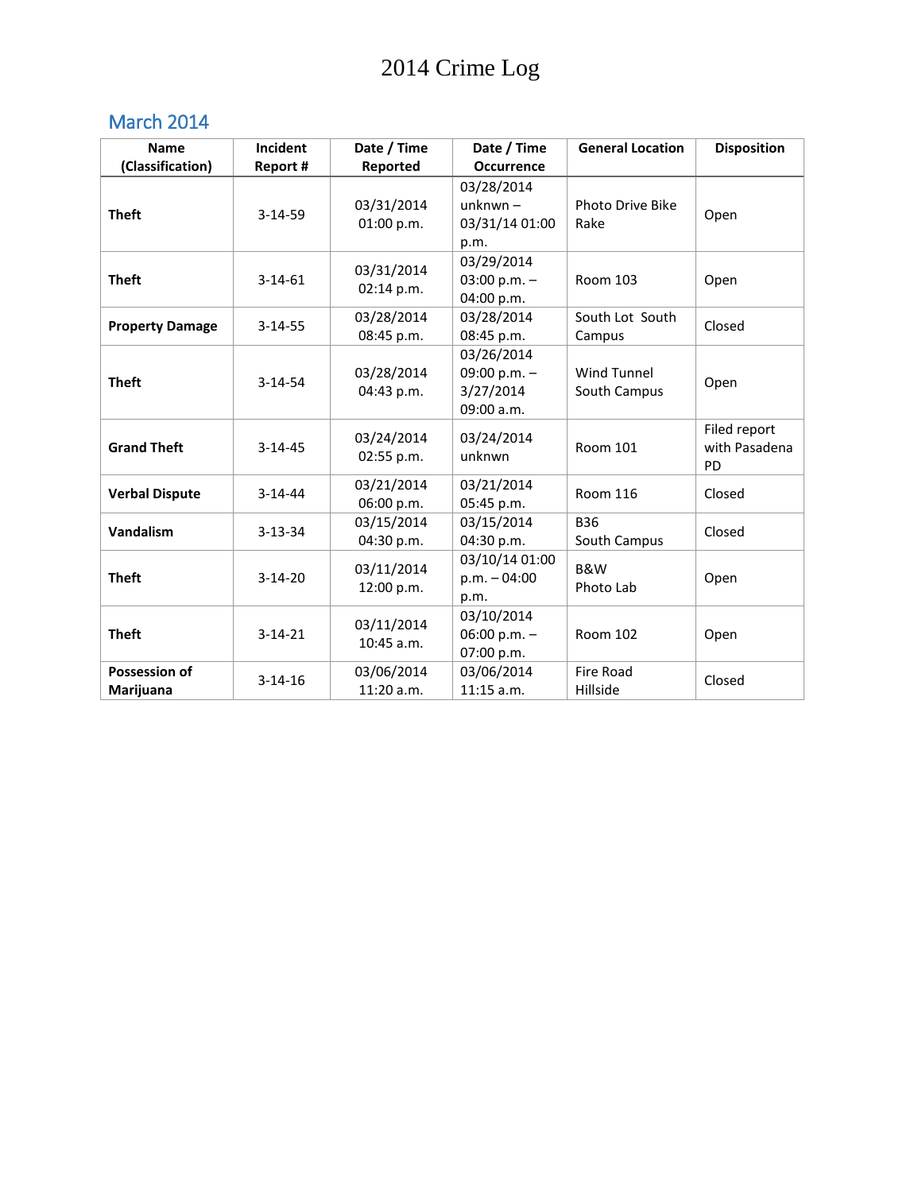# 2014 Crime Log

## March 2014

| Name (Classification) | Incident Report # | Date / Time Reported | Date / Time Occurrence | General Location | Disposition |
|---|---|---|---|---|---|
| **Theft** | 3-14-59 | 03/31/2014 01:00 p.m. | 03/28/2014 unknwn – 03/31/14 01:00 p.m. | Photo Drive Bike Rake | Open |
| **Theft** | 3-14-61 | 03/31/2014 02:14 p.m. | 03/29/2014 03:00 p.m. – 04:00 p.m. | Room 103 | Open |
| **Property Damage** | 3-14-55 | 03/28/2014 08:45 p.m. | 03/28/2014 08:45 p.m. | South Lot South Campus | Closed |
| **Theft** | 3-14-54 | 03/28/2014 04:43 p.m. | 03/26/2014 09:00 p.m. – 3/27/2014 09:00 a.m. | Wind Tunnel South Campus | Open |
| **Grand Theft** | 3-14-45 | 03/24/2014 02:55 p.m. | 03/24/2014 unknwn | Room 101 | Filed report with Pasadena PD |
| **Verbal Dispute** | 3-14-44 | 03/21/2014 06:00 p.m. | 03/21/2014 05:45 p.m. | Room 116 | Closed |
| **Vandalism** | 3-13-34 | 03/15/2014 04:30 p.m. | 03/15/2014 04:30 p.m. | B36 South Campus | Closed |
| **Theft** | 3-14-20 | 03/11/2014 12:00 p.m. | 03/10/14 01:00 p.m. – 04:00 p.m. | B&W Photo Lab | Open |
| **Theft** | 3-14-21 | 03/11/2014 10:45 a.m. | 03/10/2014 06:00 p.m. – 07:00 p.m. | Room 102 | Open |
| **Possession of Marijuana** | 3-14-16 | 03/06/2014 11:20 a.m. | 03/06/2014 11:15 a.m. | Fire Road Hillside | Closed |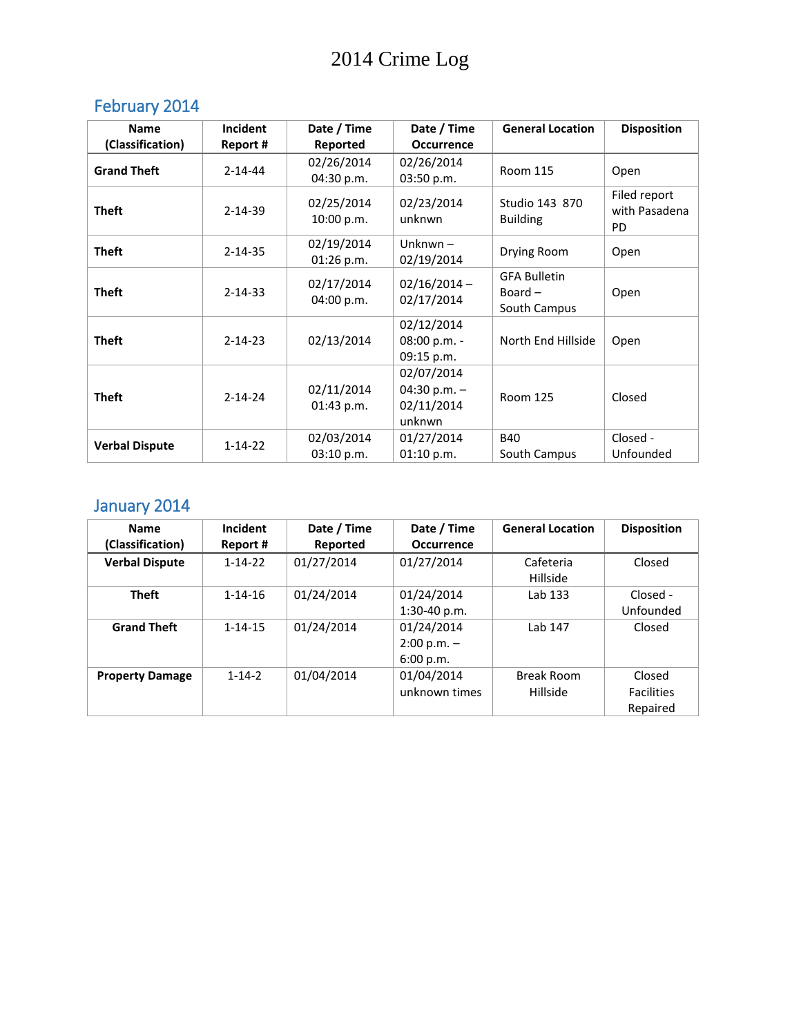# 2014 Crime Log

## February 2014

| Name (Classification) | Incident Report # | Date / Time Reported | Date / Time Occurrence | General Location | Disposition |
|---|---|---|---|---|---|
| **Grand Theft** | 2-14-44 | 02/26/2014 04:30 p.m. | 02/26/2014 03:50 p.m. | Room 115 | Open |
| **Theft** | 2-14-39 | 02/25/2014 10:00 p.m. | 02/23/2014 unknwn | Studio 143 870 Building | Filed report with Pasadena PD |
| **Theft** | 2-14-35 | 02/19/2014 01:26 p.m. | Unknwn – 02/19/2014 | Drying Room | Open |
| **Theft** | 2-14-33 | 02/17/2014 04:00 p.m. | 02/16/2014 – 02/17/2014 | GFA Bulletin Board – South Campus | Open |
| **Theft** | 2-14-23 | 02/13/2014 | 02/12/2014 08:00 p.m. - 09:15 p.m. | North End Hillside | Open |
| **Theft** | 2-14-24 | 02/11/2014 01:43 p.m. | 02/07/2014 04:30 p.m. – 02/11/2014 unknwn | Room 125 | Closed |
| **Verbal Dispute** | 1-14-22 | 02/03/2014 03:10 p.m. | 01/27/2014 01:10 p.m. | B40 South Campus | Closed - Unfounded |

## January 2014

| Name (Classification) | Incident Report # | Date / Time Reported | Date / Time Occurrence | General Location | Disposition |
|---|---|---|---|---|---|
| **Verbal Dispute** | 1-14-22 | 01/27/2014 | 01/27/2014 | Cafeteria Hillside | Closed |
| **Theft** | 1-14-16 | 01/24/2014 | 01/24/2014 1:30-40 p.m. | Lab 133 | Closed - Unfounded |
| **Grand Theft** | 1-14-15 | 01/24/2014 | 01/24/2014 2:00 p.m. – 6:00 p.m. | Lab 147 | Closed |
| **Property Damage** | 1-14-2 | 01/04/2014 | 01/04/2014 unknown times | Break Room Hillside | Closed Facilities Repaired |